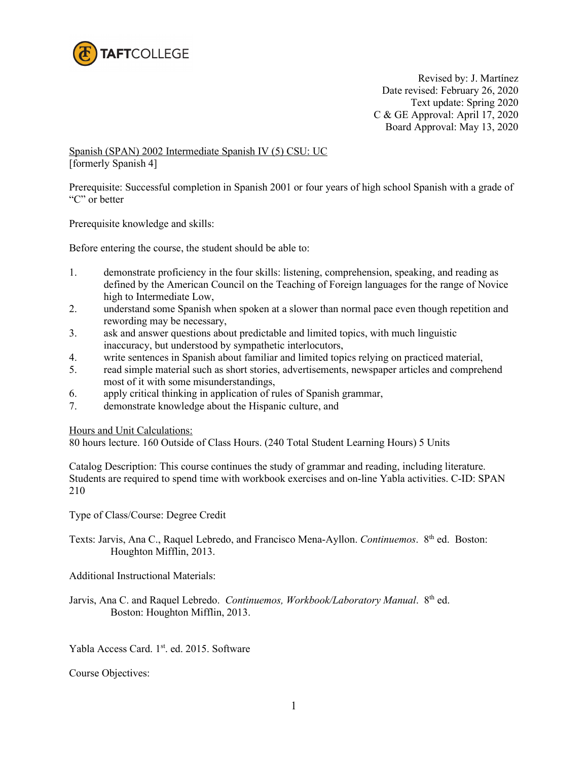TAFTCOLLEGE

Revised by: J. Martínez
Date revised: February 26, 2020
Text update: Spring 2020
C & GE Approval: April 17, 2020
Board Approval: May 13, 2020

Spanish (SPAN) 2002 Intermediate Spanish IV (5) CSU: UC
[formerly Spanish 4]

Prerequisite: Successful completion in Spanish 2001 or four years of high school Spanish with a grade of "C" or better

Prerequisite knowledge and skills:

Before entering the course, the student should be able to:

1. demonstrate proficiency in the four skills: listening, comprehension, speaking, and reading as defined by the American Council on the Teaching of Foreign languages for the range of Novice high to Intermediate Low,
2. understand some Spanish when spoken at a slower than normal pace even though repetition and rewording may be necessary,
3. ask and answer questions about predictable and limited topics, with much linguistic inaccuracy, but understood by sympathetic interlocutors,
4. write sentences in Spanish about familiar and limited topics relying on practiced material,
5. read simple material such as short stories, advertisements, newspaper articles and comprehend most of it with some misunderstandings,
6. apply critical thinking in application of rules of Spanish grammar,
7. demonstrate knowledge about the Hispanic culture, and

Hours and Unit Calculations:
80 hours lecture. 160 Outside of Class Hours. (240 Total Student Learning Hours) 5 Units

Catalog Description: This course continues the study of grammar and reading, including literature. Students are required to spend time with workbook exercises and on-line Yabla activities. C-ID: SPAN 210

Type of Class/Course: Degree Credit

Texts: Jarvis, Ana C., Raquel Lebredo, and Francisco Mena-Ayllon. *Continuemos*. 8th ed. Boston: Houghton Mifflin, 2013.

Additional Instructional Materials:

Jarvis, Ana C. and Raquel Lebredo. *Continuemos, Workbook/Laboratory Manual*. 8th ed. Boston: Houghton Mifflin, 2013.

Yabla Access Card. 1st. ed. 2015. Software

Course Objectives: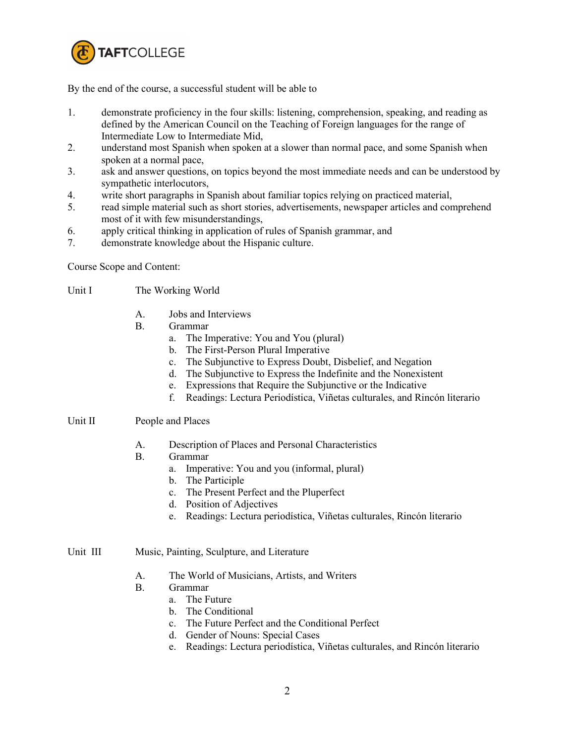By the end of the course, a successful student will be able to

1. demonstrate proficiency in the four skills: listening, comprehension, speaking, and reading as defined by the American Council on the Teaching of Foreign languages for the range of Intermediate Low to Intermediate Mid,
2. understand most Spanish when spoken at a slower than normal pace, and some Spanish when spoken at a normal pace,
3. ask and answer questions, on topics beyond the most immediate needs and can be understood by sympathetic interlocutors,
4. write short paragraphs in Spanish about familiar topics relying on practiced material,
5. read simple material such as short stories, advertisements, newspaper articles and comprehend most of it with few misunderstandings,
6. apply critical thinking in application of rules of Spanish grammar, and
7. demonstrate knowledge about the Hispanic culture.

Course Scope and Content:

Unit I The Working World

- A. Jobs and Interviews
- B. Grammar
  - a. The Imperative: You and You (plural)
  - b. The First-Person Plural Imperative
  - c. The Subjunctive to Express Doubt, Disbelief, and Negation
  - d. The Subjunctive to Express the Indefinite and the Nonexistent
  - e. Expressions that Require the Subjunctive or the Indicative
  - f. Readings: Lectura Periodística, Viñetas culturales, and Rincón literario

Unit II People and Places

- A. Description of Places and Personal Characteristics
- B. Grammar
  - a. Imperative: You and you (informal, plural)
  - b. The Participle
  - c. The Present Perfect and the Pluperfect
  - d. Position of Adjectives
  - e. Readings: Lectura periodística, Viñetas culturales, Rincón literario

Unit III Music, Painting, Sculpture, and Literature

- A. The World of Musicians, Artists, and Writers
- B. Grammar
  - a. The Future
  - b. The Conditional
  - c. The Future Perfect and the Conditional Perfect
  - d. Gender of Nouns: Special Cases
  - e. Readings: Lectura periodística, Viñetas culturales, and Rincón literario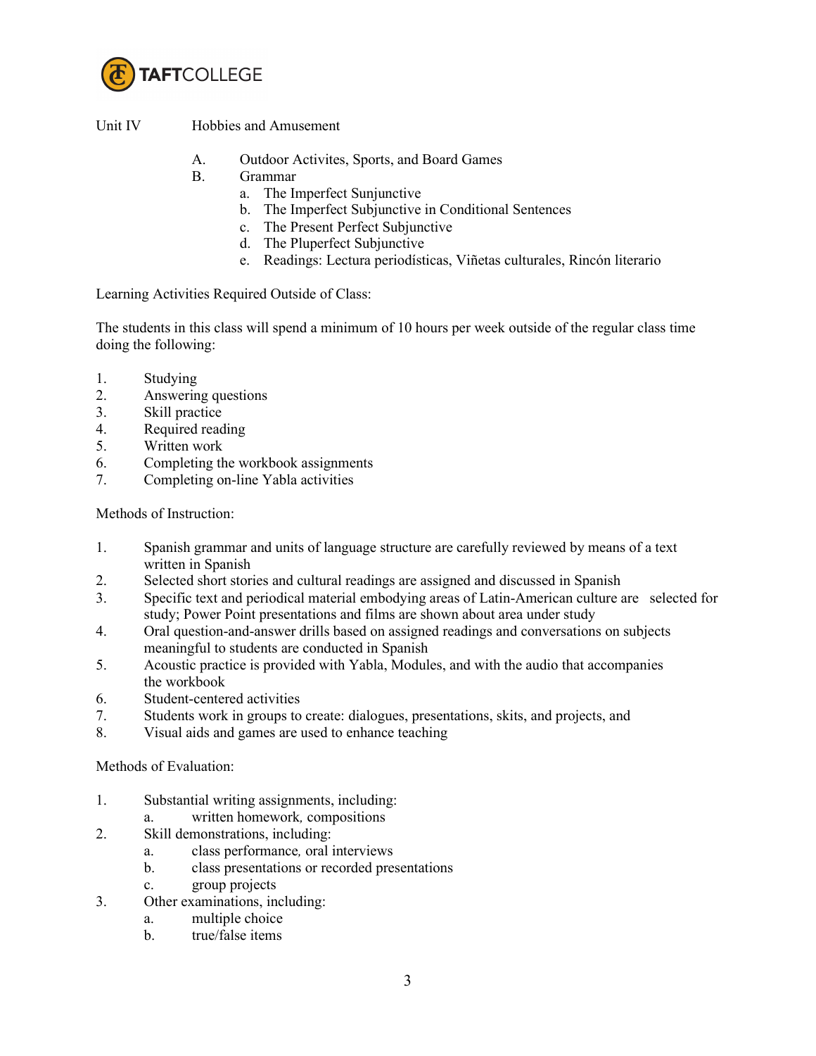Unit IV Hobbies and Amusement

A. Outdoor Activites, Sports, and Board Games
B. Grammar
   a. The Imperfect Sunjunctive
   b. The Imperfect Subjunctive in Conditional Sentences
   c. The Present Perfect Subjunctive
   d. The Pluperfect Subjunctive
   e. Readings: Lectura periodísticas, Viñetas culturales, Rincón literario

Learning Activities Required Outside of Class:

The students in this class will spend a minimum of 10 hours per week outside of the regular class time doing the following:

1. Studying
2. Answering questions
3. Skill practice
4. Required reading
5. Written work
6. Completing the workbook assignments
7. Completing on-line Yabla activities

Methods of Instruction:

1. Spanish grammar and units of language structure are carefully reviewed by means of a text written in Spanish
2. Selected short stories and cultural readings are assigned and discussed in Spanish
3. Specific text and periodical material embodying areas of Latin-American culture are selected for study; Power Point presentations and films are shown about area under study
4. Oral question-and-answer drills based on assigned readings and conversations on subjects meaningful to students are conducted in Spanish
5. Acoustic practice is provided with Yabla, Modules, and with the audio that accompanies the workbook
6. Student-centered activities
7. Students work in groups to create: dialogues, presentations, skits, and projects, and
8. Visual aids and games are used to enhance teaching

Methods of Evaluation:

1. Substantial writing assignments, including:
   a. written homework, compositions
2. Skill demonstrations, including:
   a. class performance, oral interviews
   b. class presentations or recorded presentations
   c. group projects
3. Other examinations, including:
   a. multiple choice
   b. true/false items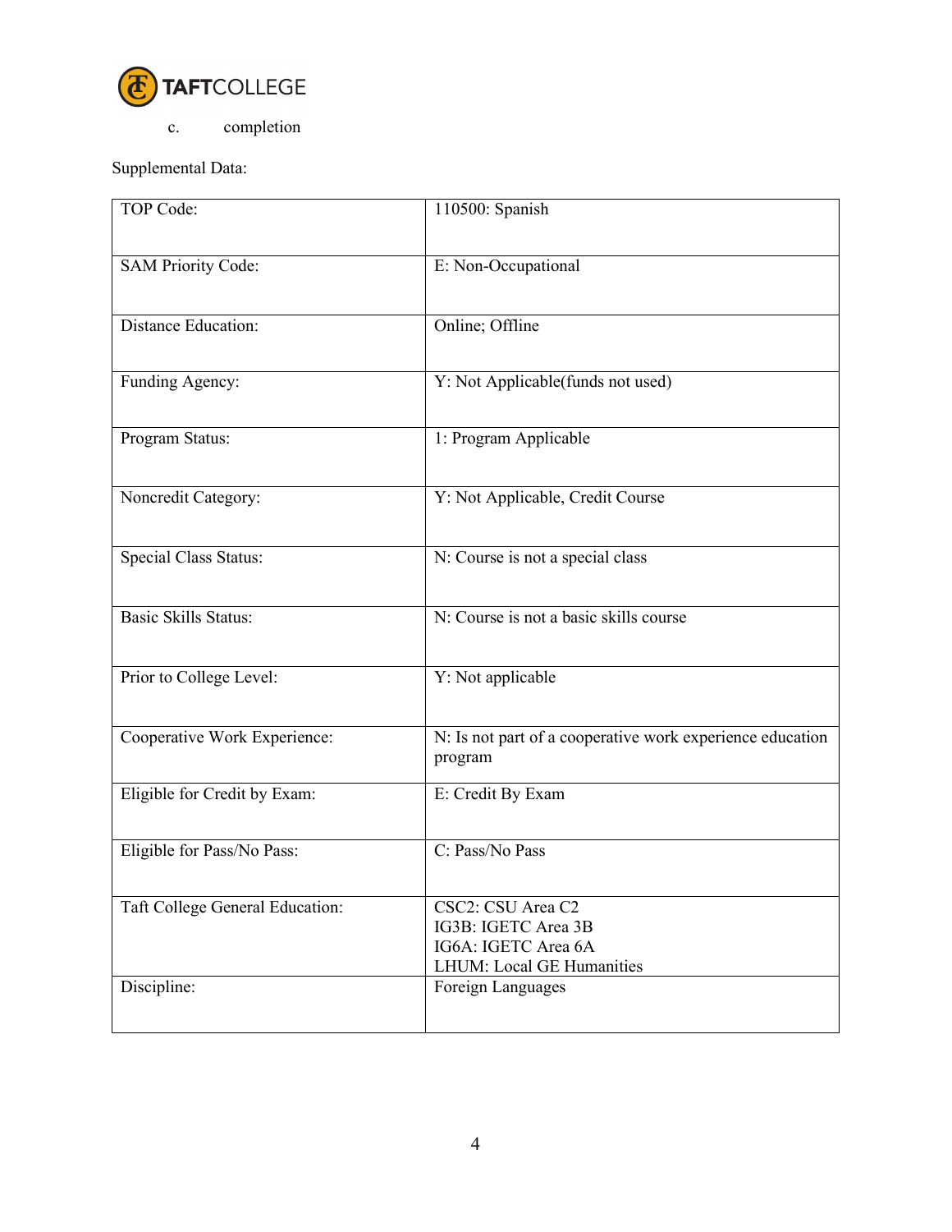c. completion

Supplemental Data:

| | |
|---|---|
| TOP Code: | 110500: Spanish |
| SAM Priority Code: | E: Non-Occupational |
| Distance Education: | Online; Offline |
| Funding Agency: | Y: Not Applicable(funds not used) |
| Program Status: | 1: Program Applicable |
| Noncredit Category: | Y: Not Applicable, Credit Course |
| Special Class Status: | N: Course is not a special class |
| Basic Skills Status: | N: Course is not a basic skills course |
| Prior to College Level: | Y: Not applicable |
| Cooperative Work Experience: | N: Is not part of a cooperative work experience education program |
| Eligible for Credit by Exam: | E: Credit By Exam |
| Eligible for Pass/No Pass: | C: Pass/No Pass |
| Taft College General Education: | CSC2: CSU Area C2<br>IG3B: IGETC Area 3B<br>IG6A: IGETC Area 6A<br>LHUM: Local GE Humanities |
| Discipline: | Foreign Languages |